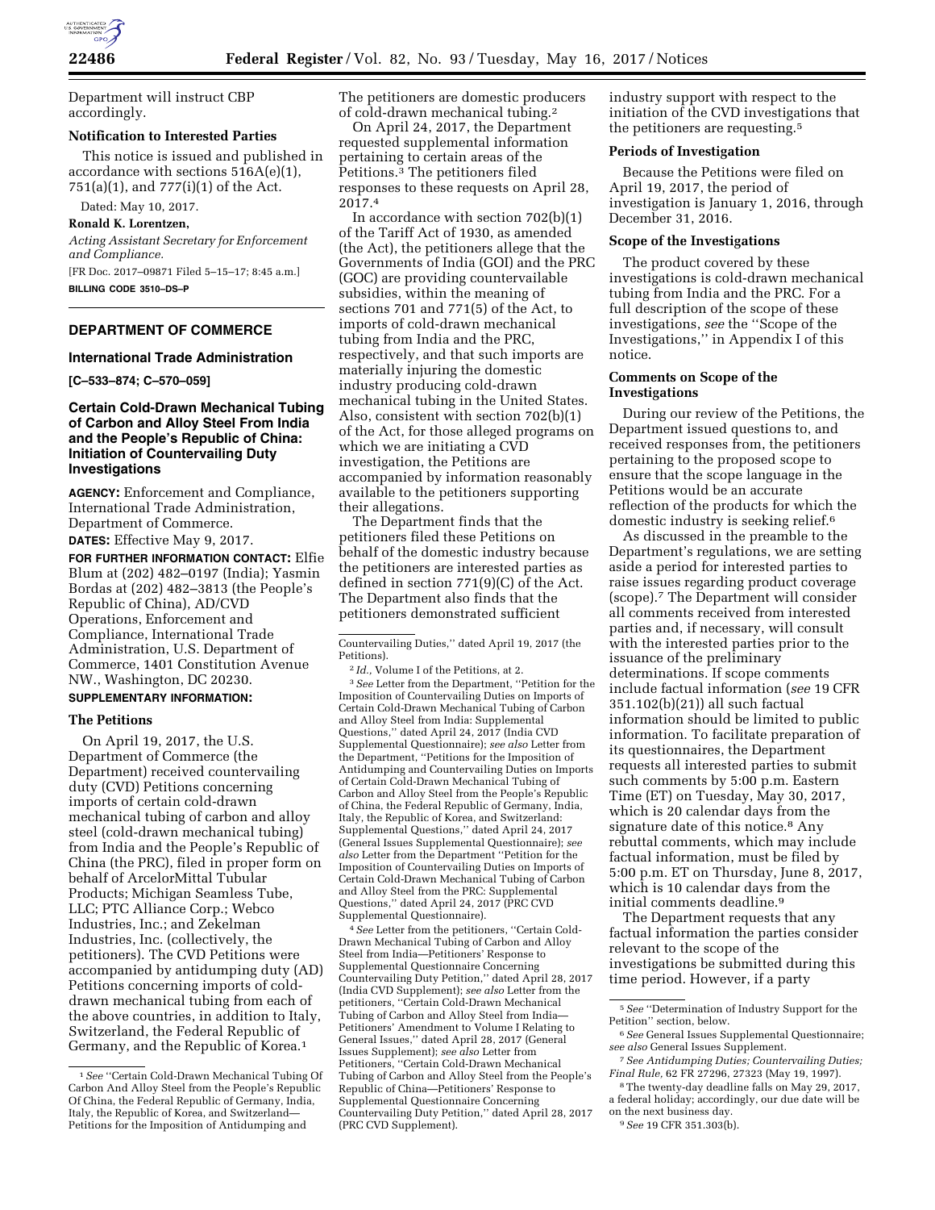Department will instruct CBP accordingly.

### Notification to Interested Parties

This notice is issued and published in accordance with sections 516A(e)(1), 751(a)(1), and 777(i)(1) of the Act.

Dated: May 10, 2017.

**Ronald K. Lorentzen,**

*Acting Assistant Secretary for Enforcement and Compliance.*

[FR Doc. 2017–09871 Filed 5–15–17; 8:45 a.m.]

**BILLING CODE 3510–DS–P**

---

## DEPARTMENT OF COMMERCE

### International Trade Administration

**[C–533–874; C–570–059]**

### Certain Cold-Drawn Mechanical Tubing of Carbon and Alloy Steel From India and the People's Republic of China: Initiation of Countervailing Duty Investigations

**AGENCY:** Enforcement and Compliance, International Trade Administration, Department of Commerce.

**DATES:** Effective May 9, 2017.

**FOR FURTHER INFORMATION CONTACT:** Elfie Blum at (202) 482–0197 (India); Yasmin Bordas at (202) 482–3813 (the People's Republic of China), AD/CVD Operations, Enforcement and Compliance, International Trade Administration, U.S. Department of Commerce, 1401 Constitution Avenue NW., Washington, DC 20230.

**SUPPLEMENTARY INFORMATION:**

### The Petitions

On April 19, 2017, the U.S. Department of Commerce (the Department) received countervailing duty (CVD) Petitions concerning imports of certain cold-drawn mechanical tubing of carbon and alloy steel (cold-drawn mechanical tubing) from India and the People's Republic of China (the PRC), filed in proper form on behalf of ArcelorMittal Tubular Products; Michigan Seamless Tube, LLC; PTC Alliance Corp.; Webco Industries, Inc.; and Zekelman Industries, Inc. (collectively, the petitioners). The CVD Petitions were accompanied by antidumping duty (AD) Petitions concerning imports of cold-drawn mechanical tubing from each of the above countries, in addition to Italy, Switzerland, the Federal Republic of Germany, and the Republic of Korea.[1] The petitioners are domestic producers of cold-drawn mechanical tubing.[2]

On April 24, 2017, the Department requested supplemental information pertaining to certain areas of the Petitions.[3] The petitioners filed responses to these requests on April 28, 2017.[4]

In accordance with section 702(b)(1) of the Tariff Act of 1930, as amended (the Act), the petitioners allege that the Governments of India (GOI) and the PRC (GOC) are providing countervailable subsidies, within the meaning of sections 701 and 771(5) of the Act, to imports of cold-drawn mechanical tubing from India and the PRC, respectively, and that such imports are materially injuring the domestic industry producing cold-drawn mechanical tubing in the United States. Also, consistent with section 702(b)(1) of the Act, for those alleged programs on which we are initiating a CVD investigation, the Petitions are accompanied by information reasonably available to the petitioners supporting their allegations.

The Department finds that the petitioners filed these Petitions on behalf of the domestic industry because the petitioners are interested parties as defined in section 771(9)(C) of the Act. The Department also finds that the petitioners demonstrated sufficient industry support with respect to the initiation of the CVD investigations that the petitioners are requesting.[5]

### Periods of Investigation

Because the Petitions were filed on April 19, 2017, the period of investigation is January 1, 2016, through December 31, 2016.

### Scope of the Investigations

The product covered by these investigations is cold-drawn mechanical tubing from India and the PRC. For a full description of the scope of these investigations, *see* the ''Scope of the Investigations,'' in Appendix I of this notice.

### Comments on Scope of the Investigations

During our review of the Petitions, the Department issued questions to, and received responses from, the petitioners pertaining to the proposed scope to ensure that the scope language in the Petitions would be an accurate reflection of the products for which the domestic industry is seeking relief.[6]

As discussed in the preamble to the Department's regulations, we are setting aside a period for interested parties to raise issues regarding product coverage (scope).[7] The Department will consider all comments received from interested parties and, if necessary, will consult with the interested parties prior to the issuance of the preliminary determinations. If scope comments include factual information (*see* 19 CFR 351.102(b)(21)) all such factual information should be limited to public information. To facilitate preparation of its questionnaires, the Department requests all interested parties to submit such comments by 5:00 p.m. Eastern Time (ET) on Tuesday, May 30, 2017, which is 20 calendar days from the signature date of this notice.[8] Any rebuttal comments, which may include factual information, must be filed by 5:00 p.m. ET on Thursday, June 8, 2017, which is 10 calendar days from the initial comments deadline.[9]

The Department requests that any factual information the parties consider relevant to the scope of the investigations be submitted during this time period. However, if a party

---

[1] *See* ''Certain Cold-Drawn Mechanical Tubing Of Carbon And Alloy Steel from the People's Republic Of China, the Federal Republic of Germany, India, Italy, the Republic of Korea, and Switzerland—Petitions for the Imposition of Antidumping and Countervailing Duties,'' dated April 19, 2017 (the Petitions).

[2] *Id.,* Volume I of the Petitions, at 2.

[3] *See* Letter from the Department, ''Petition for the Imposition of Countervailing Duties on Imports of Certain Cold-Drawn Mechanical Tubing of Carbon and Alloy Steel from India: Supplemental Questions,'' dated April 24, 2017 (India CVD Supplemental Questionnaire); *see also* Letter from the Department, ''Petitions for the Imposition of Antidumping and Countervailing Duties on Imports of Certain Cold-Drawn Mechanical Tubing of Carbon and Alloy Steel from the People's Republic of China, the Federal Republic of Germany, India, Italy, the Republic of Korea, and Switzerland: Supplemental Questions,'' dated April 24, 2017 (General Issues Supplemental Questionnaire); *see also* Letter from the Department ''Petition for the Imposition of Countervailing Duties on Imports of Certain Cold-Drawn Mechanical Tubing of Carbon and Alloy Steel from the PRC: Supplemental Questions,'' dated April 24, 2017 (PRC CVD Supplemental Questionnaire).

[4] *See* Letter from the petitioners, ''Certain Cold-Drawn Mechanical Tubing of Carbon and Alloy Steel from India—Petitioners' Response to Supplemental Questionnaire Concerning Countervailing Duty Petition,'' dated April 28, 2017 (India CVD Supplement); *see also* Letter from the petitioners, ''Certain Cold-Drawn Mechanical Tubing of Carbon and Alloy Steel from India—Petitioners' Amendment to Volume I Relating to General Issues,'' dated April 28, 2017 (General Issues Supplement); *see also* Letter from Petitioners, ''Certain Cold-Drawn Mechanical Tubing of Carbon and Alloy Steel from the People's Republic of China—Petitioners' Response to Supplemental Questionnaire Concerning Countervailing Duty Petition,'' dated April 28, 2017 (PRC CVD Supplement).

[5] *See* ''Determination of Industry Support for the Petition'' section, below.

[6] *See* General Issues Supplemental Questionnaire; *see also* General Issues Supplement.

[7] *See Antidumping Duties; Countervailing Duties; Final Rule,* 62 FR 27296, 27323 (May 19, 1997).

[8] The twenty-day deadline falls on May 29, 2017, a federal holiday; accordingly, our due date will be on the next business day.

[9] *See* 19 CFR 351.303(b).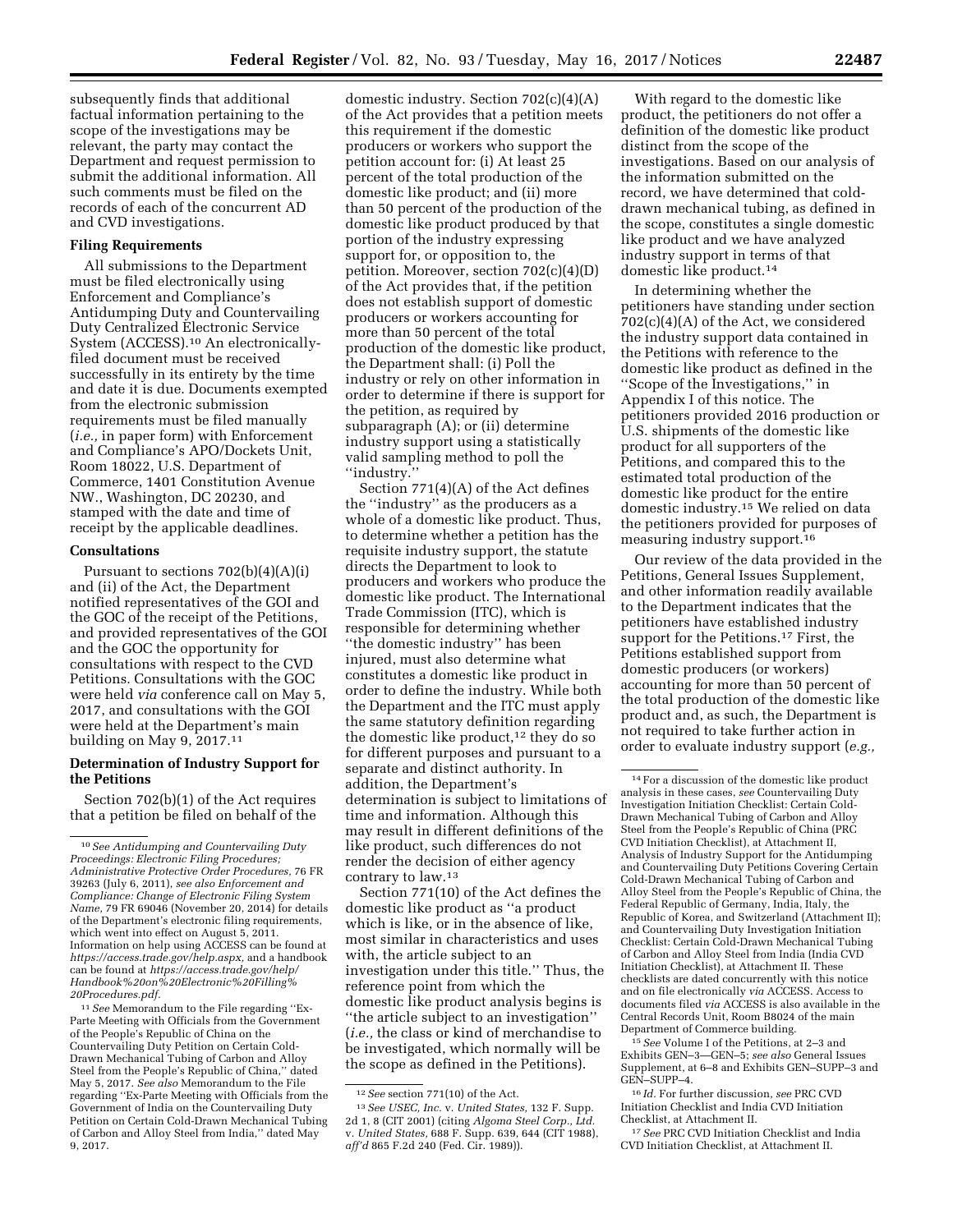subsequently finds that additional factual information pertaining to the scope of the investigations may be relevant, the party may contact the Department and request permission to submit the additional information. All such comments must be filed on the records of each of the concurrent AD and CVD investigations.

### Filing Requirements

All submissions to the Department must be filed electronically using Enforcement and Compliance's Antidumping Duty and Countervailing Duty Centralized Electronic Service System (ACCESS).[10] An electronically-filed document must be received successfully in its entirety by the time and date it is due. Documents exempted from the electronic submission requirements must be filed manually (*i.e.,* in paper form) with Enforcement and Compliance's APO/Dockets Unit, Room 18022, U.S. Department of Commerce, 1401 Constitution Avenue NW., Washington, DC 20230, and stamped with the date and time of receipt by the applicable deadlines.

### Consultations

Pursuant to sections 702(b)(4)(A)(i) and (ii) of the Act, the Department notified representatives of the GOI and the GOC of the receipt of the Petitions, and provided representatives of the GOI and the GOC the opportunity for consultations with respect to the CVD Petitions. Consultations with the GOC were held *via* conference call on May 5, 2017, and consultations with the GOI were held at the Department's main building on May 9, 2017.[11]

### Determination of Industry Support for the Petitions

Section 702(b)(1) of the Act requires that a petition be filed on behalf of the domestic industry. Section 702(c)(4)(A) of the Act provides that a petition meets this requirement if the domestic producers or workers who support the petition account for: (i) At least 25 percent of the total production of the domestic like product; and (ii) more than 50 percent of the production of the domestic like product produced by that portion of the industry expressing support for, or opposition to, the petition. Moreover, section 702(c)(4)(D) of the Act provides that, if the petition does not establish support of domestic producers or workers accounting for more than 50 percent of the total production of the domestic like product, the Department shall: (i) Poll the industry or rely on other information in order to determine if there is support for the petition, as required by subparagraph (A); or (ii) determine industry support using a statistically valid sampling method to poll the ''industry.''

Section 771(4)(A) of the Act defines the ''industry'' as the producers as a whole of a domestic like product. Thus, to determine whether a petition has the requisite industry support, the statute directs the Department to look to producers and workers who produce the domestic like product. The International Trade Commission (ITC), which is responsible for determining whether ''the domestic industry'' has been injured, must also determine what constitutes a domestic like product in order to define the industry. While both the Department and the ITC must apply the same statutory definition regarding the domestic like product,[12] they do so for different purposes and pursuant to a separate and distinct authority. In addition, the Department's determination is subject to limitations of time and information. Although this may result in different definitions of the like product, such differences do not render the decision of either agency contrary to law.[13]

Section 771(10) of the Act defines the domestic like product as ''a product which is like, or in the absence of like, most similar in characteristics and uses with, the article subject to an investigation under this title.'' Thus, the reference point from which the domestic like product analysis begins is ''the article subject to an investigation'' (*i.e.,* the class or kind of merchandise to be investigated, which normally will be the scope as defined in the Petitions).

With regard to the domestic like product, the petitioners do not offer a definition of the domestic like product distinct from the scope of the investigations. Based on our analysis of the information submitted on the record, we have determined that cold-drawn mechanical tubing, as defined in the scope, constitutes a single domestic like product and we have analyzed industry support in terms of that domestic like product.[14]

In determining whether the petitioners have standing under section 702(c)(4)(A) of the Act, we considered the industry support data contained in the Petitions with reference to the domestic like product as defined in the ''Scope of the Investigations,'' in Appendix I of this notice. The petitioners provided 2016 production or U.S. shipments of the domestic like product for all supporters of the Petitions, and compared this to the estimated total production of the domestic like product for the entire domestic industry.[15] We relied on data the petitioners provided for purposes of measuring industry support.[16]

Our review of the data provided in the Petitions, General Issues Supplement, and other information readily available to the Department indicates that the petitioners have established industry support for the Petitions.[17] First, the Petitions established support from domestic producers (or workers) accounting for more than 50 percent of the total production of the domestic like product and, as such, the Department is not required to take further action in order to evaluate industry support (*e.g.,*

---

[10] *See Antidumping and Countervailing Duty Proceedings: Electronic Filing Procedures; Administrative Protective Order Procedures,* 76 FR 39263 (July 6, 2011), *see also Enforcement and Compliance: Change of Electronic Filing System Name,* 79 FR 69046 (November 20, 2014) for details of the Department's electronic filing requirements, which went into effect on August 5, 2011. Information on help using ACCESS can be found at *https://access.trade.gov/help.aspx,* and a handbook can be found at *https://access.trade.gov/help/Handbook%20on%20Electronic%20Filling%20Procedures.pdf.*

[11] *See* Memorandum to the File regarding ''Ex-Parte Meeting with Officials from the Government of the People's Republic of China on the Countervailing Duty Petition on Certain Cold-Drawn Mechanical Tubing of Carbon and Alloy Steel from the People's Republic of China,'' dated May 5, 2017. *See also* Memorandum to the File regarding ''Ex-Parte Meeting with Officials from the Government of India on the Countervailing Duty Petition on Certain Cold-Drawn Mechanical Tubing of Carbon and Alloy Steel from India,'' dated May 9, 2017.

[12] *See* section 771(10) of the Act.

[13] *See USEC, Inc.* v. *United States,* 132 F. Supp. 2d 1, 8 (CIT 2001) (citing *Algoma Steel Corp., Ltd.* v. *United States,* 688 F. Supp. 639, 644 (CIT 1988), *aff'd* 865 F.2d 240 (Fed. Cir. 1989)).

[14] For a discussion of the domestic like product analysis in these cases, *see* Countervailing Duty Investigation Initiation Checklist: Certain Cold-Drawn Mechanical Tubing of Carbon and Alloy Steel from the People's Republic of China (PRC CVD Initiation Checklist), at Attachment II, Analysis of Industry Support for the Antidumping and Countervailing Duty Petitions Covering Certain Cold-Drawn Mechanical Tubing of Carbon and Alloy Steel from the People's Republic of China, the Federal Republic of Germany, India, Italy, the Republic of Korea, and Switzerland (Attachment II); and Countervailing Duty Investigation Initiation Checklist: Certain Cold-Drawn Mechanical Tubing of Carbon and Alloy Steel from India (India CVD Initiation Checklist), at Attachment II. These checklists are dated concurrently with this notice and on file electronically *via* ACCESS. Access to documents filed *via* ACCESS is also available in the Central Records Unit, Room B8024 of the main Department of Commerce building.

[15] *See* Volume I of the Petitions, at 2–3 and Exhibits GEN–3—GEN–5; *see also* General Issues Supplement, at 6–8 and Exhibits GEN–SUPP–3 and GEN–SUPP–4.

[16] *Id.* For further discussion, *see* PRC CVD Initiation Checklist and India CVD Initiation Checklist, at Attachment II.

[17] *See* PRC CVD Initiation Checklist and India CVD Initiation Checklist, at Attachment II.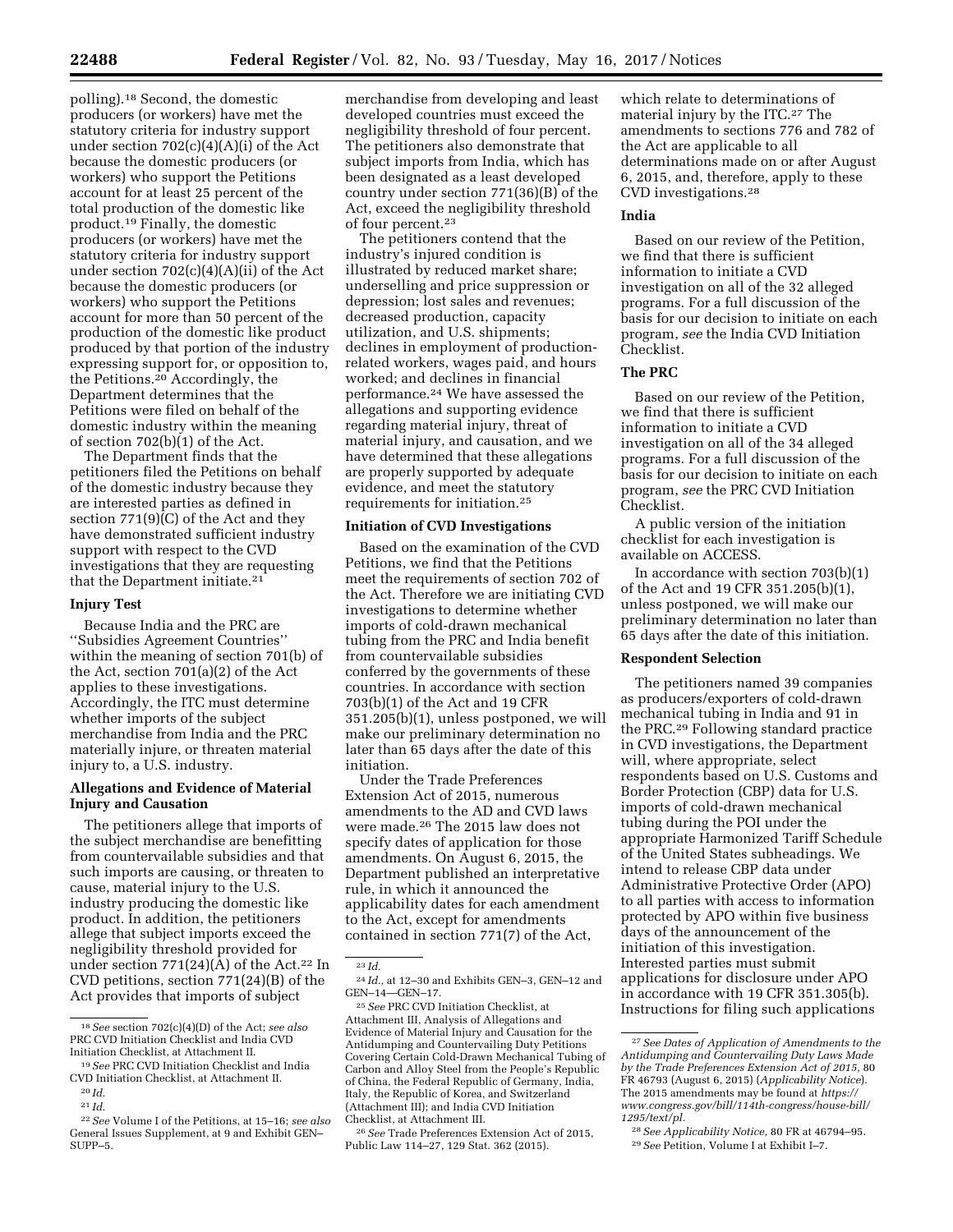polling).[18] Second, the domestic producers (or workers) have met the statutory criteria for industry support under section 702(c)(4)(A)(i) of the Act because the domestic producers (or workers) who support the Petitions account for at least 25 percent of the total production of the domestic like product.[19] Finally, the domestic producers (or workers) have met the statutory criteria for industry support under section 702(c)(4)(A)(ii) of the Act because the domestic producers (or workers) who support the Petitions account for more than 50 percent of the production of the domestic like product produced by that portion of the industry expressing support for, or opposition to, the Petitions.[20] Accordingly, the Department determines that the Petitions were filed on behalf of the domestic industry within the meaning of section 702(b)(1) of the Act.

The Department finds that the petitioners filed the Petitions on behalf of the domestic industry because they are interested parties as defined in section 771(9)(C) of the Act and they have demonstrated sufficient industry support with respect to the CVD investigations that they are requesting that the Department initiate.[21]

**Injury Test**

Because India and the PRC are ''Subsidies Agreement Countries'' within the meaning of section 701(b) of the Act, section 701(a)(2) of the Act applies to these investigations. Accordingly, the ITC must determine whether imports of the subject merchandise from India and the PRC materially injure, or threaten material injury to, a U.S. industry.

**Allegations and Evidence of Material Injury and Causation**

The petitioners allege that imports of the subject merchandise are benefitting from countervailable subsidies and that such imports are causing, or threaten to cause, material injury to the U.S. industry producing the domestic like product. In addition, the petitioners allege that subject imports exceed the negligibility threshold provided for under section 771(24)(A) of the Act.[22] In CVD petitions, section 771(24)(B) of the Act provides that imports of subject merchandise from developing and least developed countries must exceed the negligibility threshold of four percent. The petitioners also demonstrate that subject imports from India, which has been designated as a least developed country under section 771(36)(B) of the Act, exceed the negligibility threshold of four percent.[23]

The petitioners contend that the industry's injured condition is illustrated by reduced market share; underselling and price suppression or depression; lost sales and revenues; decreased production, capacity utilization, and U.S. shipments; declines in employment of production-related workers, wages paid, and hours worked; and declines in financial performance.[24] We have assessed the allegations and supporting evidence regarding material injury, threat of material injury, and causation, and we have determined that these allegations are properly supported by adequate evidence, and meet the statutory requirements for initiation.[25]

**Initiation of CVD Investigations**

Based on the examination of the CVD Petitions, we find that the Petitions meet the requirements of section 702 of the Act. Therefore we are initiating CVD investigations to determine whether imports of cold-drawn mechanical tubing from the PRC and India benefit from countervailable subsidies conferred by the governments of these countries. In accordance with section 703(b)(1) of the Act and 19 CFR 351.205(b)(1), unless postponed, we will make our preliminary determination no later than 65 days after the date of this initiation.

Under the Trade Preferences Extension Act of 2015, numerous amendments to the AD and CVD laws were made.[26] The 2015 law does not specify dates of application for those amendments. On August 6, 2015, the Department published an interpretative rule, in which it announced the applicability dates for each amendment to the Act, except for amendments contained in section 771(7) of the Act, which relate to determinations of material injury by the ITC.[27] The amendments to sections 776 and 782 of the Act are applicable to all determinations made on or after August 6, 2015, and, therefore, apply to these CVD investigations.[28]

**India**

Based on our review of the Petition, we find that there is sufficient information to initiate a CVD investigation on all of the 32 alleged programs. For a full discussion of the basis for our decision to initiate on each program, *see* the India CVD Initiation Checklist.

**The PRC**

Based on our review of the Petition, we find that there is sufficient information to initiate a CVD investigation on all of the 34 alleged programs. For a full discussion of the basis for our decision to initiate on each program, *see* the PRC CVD Initiation Checklist.

A public version of the initiation checklist for each investigation is available on ACCESS.

In accordance with section 703(b)(1) of the Act and 19 CFR 351.205(b)(1), unless postponed, we will make our preliminary determination no later than 65 days after the date of this initiation.

**Respondent Selection**

The petitioners named 39 companies as producers/exporters of cold-drawn mechanical tubing in India and 91 in the PRC.[29] Following standard practice in CVD investigations, the Department will, where appropriate, select respondents based on U.S. Customs and Border Protection (CBP) data for U.S. imports of cold-drawn mechanical tubing during the POI under the appropriate Harmonized Tariff Schedule of the United States subheadings. We intend to release CBP data under Administrative Protective Order (APO) to all parties with access to information protected by APO within five business days of the announcement of the initiation of this investigation. Interested parties must submit applications for disclosure under APO in accordance with 19 CFR 351.305(b). Instructions for filing such applications

---

[18] *See* section 702(c)(4)(D) of the Act; *see also* PRC CVD Initiation Checklist and India CVD Initiation Checklist, at Attachment II.

[19] *See* PRC CVD Initiation Checklist and India CVD Initiation Checklist, at Attachment II.

[20] *Id.*

[21] *Id.*

[22] *See* Volume I of the Petitions, at 15–16; *see also* General Issues Supplement, at 9 and Exhibit GEN–SUPP–5.

[23] *Id.*

[24] *Id.,* at 12–30 and Exhibits GEN–3, GEN–12 and GEN–14—GEN–17.

[25] *See* PRC CVD Initiation Checklist, at Attachment III, Analysis of Allegations and Evidence of Material Injury and Causation for the Antidumping and Countervailing Duty Petitions Covering Certain Cold-Drawn Mechanical Tubing of Carbon and Alloy Steel from the People's Republic of China, the Federal Republic of Germany, India, Italy, the Republic of Korea, and Switzerland (Attachment III); and India CVD Initiation Checklist, at Attachment III.

[26] *See* Trade Preferences Extension Act of 2015, Public Law 114–27, 129 Stat. 362 (2015).

[27] *See Dates of Application of Amendments to the Antidumping and Countervailing Duty Laws Made by the Trade Preferences Extension Act of 2015,* 80 FR 46793 (August 6, 2015) (*Applicability Notice*). The 2015 amendments may be found at *https://www.congress.gov/bill/114th-congress/house-bill/1295/text/pl.*

[28] *See Applicability Notice,* 80 FR at 46794–95.

[29] *See* Petition, Volume I at Exhibit I–7.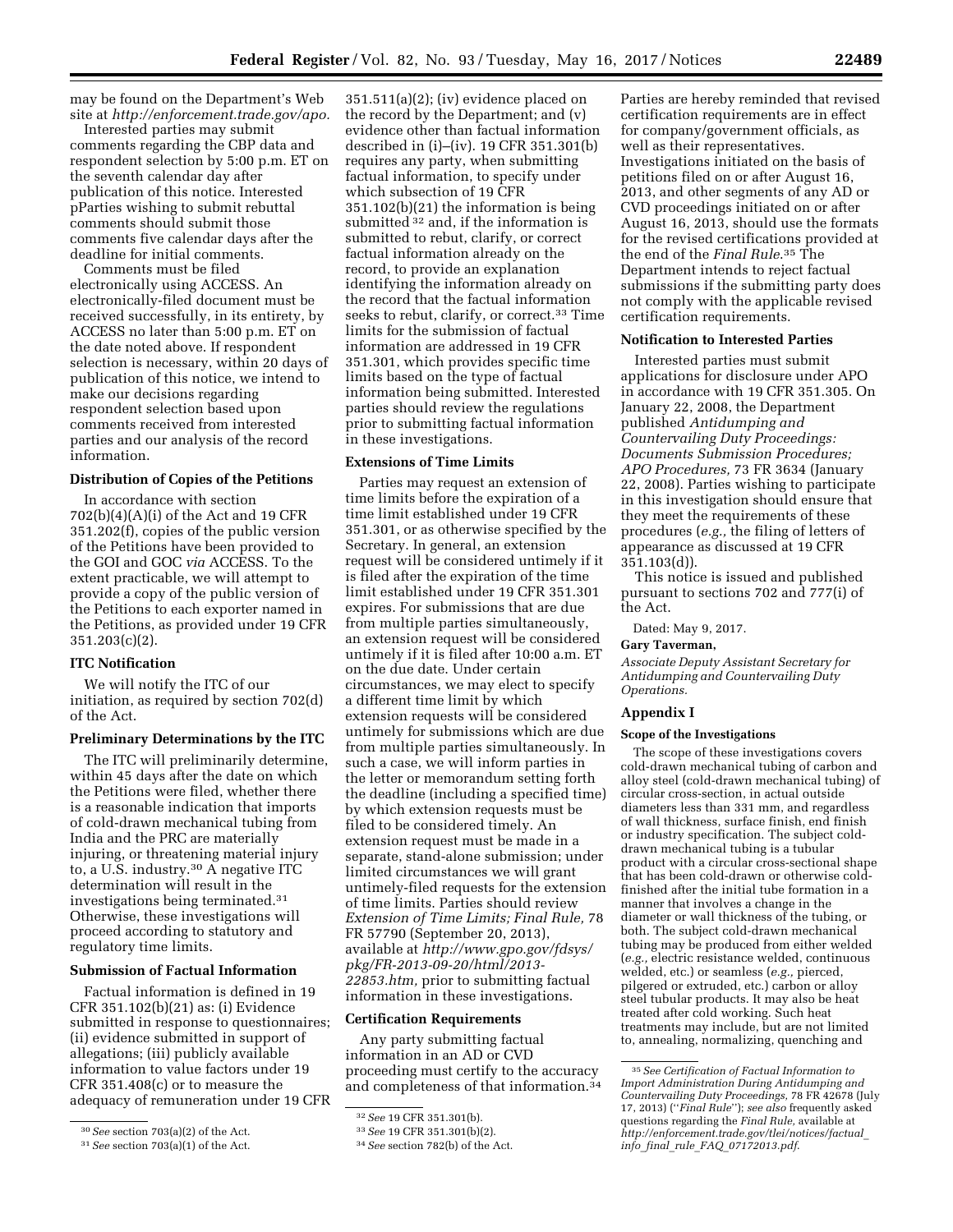may be found on the Department's Web site at *http://enforcement.trade.gov/apo.*

Interested parties may submit comments regarding the CBP data and respondent selection by 5:00 p.m. ET on the seventh calendar day after publication of this notice. Interested pParties wishing to submit rebuttal comments should submit those comments five calendar days after the deadline for initial comments.

Comments must be filed electronically using ACCESS. An electronically-filed document must be received successfully, in its entirety, by ACCESS no later than 5:00 p.m. ET on the date noted above. If respondent selection is necessary, within 20 days of publication of this notice, we intend to make our decisions regarding respondent selection based upon comments received from interested parties and our analysis of the record information.

### Distribution of Copies of the Petitions

In accordance with section 702(b)(4)(A)(i) of the Act and 19 CFR 351.202(f), copies of the public version of the Petitions have been provided to the GOI and GOC *via* ACCESS. To the extent practicable, we will attempt to provide a copy of the public version of the Petitions to each exporter named in the Petitions, as provided under 19 CFR 351.203(c)(2).

### ITC Notification

We will notify the ITC of our initiation, as required by section 702(d) of the Act.

### Preliminary Determinations by the ITC

The ITC will preliminarily determine, within 45 days after the date on which the Petitions were filed, whether there is a reasonable indication that imports of cold-drawn mechanical tubing from India and the PRC are materially injuring, or threatening material injury to, a U.S. industry.[30] A negative ITC determination will result in the investigations being terminated.[31] Otherwise, these investigations will proceed according to statutory and regulatory time limits.

### Submission of Factual Information

Factual information is defined in 19 CFR 351.102(b)(21) as: (i) Evidence submitted in response to questionnaires; (ii) evidence submitted in support of allegations; (iii) publicly available information to value factors under 19 CFR 351.408(c) or to measure the adequacy of remuneration under 19 CFR 351.511(a)(2); (iv) evidence placed on the record by the Department; and (v) evidence other than factual information described in (i)–(iv). 19 CFR 351.301(b) requires any party, when submitting factual information, to specify under which subsection of 19 CFR 351.102(b)(21) the information is being submitted[32] and, if the information is submitted to rebut, clarify, or correct factual information already on the record, to provide an explanation identifying the information already on the record that the factual information seeks to rebut, clarify, or correct.[33] Time limits for the submission of factual information are addressed in 19 CFR 351.301, which provides specific time limits based on the type of factual information being submitted. Interested parties should review the regulations prior to submitting factual information in these investigations.

### Extensions of Time Limits

Parties may request an extension of time limits before the expiration of a time limit established under 19 CFR 351.301, or as otherwise specified by the Secretary. In general, an extension request will be considered untimely if it is filed after the expiration of the time limit established under 19 CFR 351.301 expires. For submissions that are due from multiple parties simultaneously, an extension request will be considered untimely if it is filed after 10:00 a.m. ET on the due date. Under certain circumstances, we may elect to specify a different time limit by which extension requests will be considered untimely for submissions which are due from multiple parties simultaneously. In such a case, we will inform parties in the letter or memorandum setting forth the deadline (including a specified time) by which extension requests must be filed to be considered timely. An extension request must be made in a separate, stand-alone submission; under limited circumstances we will grant untimely-filed requests for the extension of time limits. Parties should review *Extension of Time Limits; Final Rule,* 78 FR 57790 (September 20, 2013), available at *http://www.gpo.gov/fdsys/pkg/FR-2013-09-20/html/2013-22853.htm,* prior to submitting factual information in these investigations.

### Certification Requirements

Any party submitting factual information in an AD or CVD proceeding must certify to the accuracy and completeness of that information.[34] Parties are hereby reminded that revised certification requirements are in effect for company/government officials, as well as their representatives. Investigations initiated on the basis of petitions filed on or after August 16, 2013, and other segments of any AD or CVD proceedings initiated on or after August 16, 2013, should use the formats for the revised certifications provided at the end of the *Final Rule*.[35] The Department intends to reject factual submissions if the submitting party does not comply with the applicable revised certification requirements.

### Notification to Interested Parties

Interested parties must submit applications for disclosure under APO in accordance with 19 CFR 351.305. On January 22, 2008, the Department published *Antidumping and Countervailing Duty Proceedings: Documents Submission Procedures; APO Procedures,* 73 FR 3634 (January 22, 2008). Parties wishing to participate in this investigation should ensure that they meet the requirements of these procedures (*e.g.,* the filing of letters of appearance as discussed at 19 CFR 351.103(d)).

This notice is issued and published pursuant to sections 702 and 777(i) of the Act.

Dated: May 9, 2017.

**Gary Taverman,**

*Associate Deputy Assistant Secretary for Antidumping and Countervailing Duty Operations.*

### Appendix I

#### Scope of the Investigations

The scope of these investigations covers cold-drawn mechanical tubing of carbon and alloy steel (cold-drawn mechanical tubing) of circular cross-section, in actual outside diameters less than 331 mm, and regardless of wall thickness, surface finish, end finish or industry specification. The subject cold-drawn mechanical tubing is a tubular product with a circular cross-sectional shape that has been cold-drawn or otherwise cold-finished after the initial tube formation in a manner that involves a change in the diameter or wall thickness of the tubing, or both. The subject cold-drawn mechanical tubing may be produced from either welded (*e.g.,* electric resistance welded, continuous welded, etc.) or seamless (*e.g.,* pierced, pilgered or extruded, etc.) carbon or alloy steel tubular products. It may also be heat treated after cold working. Such heat treatments may include, but are not limited to, annealing, normalizing, quenching and

---

[30] *See* section 703(a)(2) of the Act.

[31] *See* section 703(a)(1) of the Act.

[32] *See* 19 CFR 351.301(b).

[33] *See* 19 CFR 351.301(b)(2).

[34] *See* section 782(b) of the Act.

[35] *See Certification of Factual Information to Import Administration During Antidumping and Countervailing Duty Proceedings,* 78 FR 42678 (July 17, 2013) ("*Final Rule*"); *see also* frequently asked questions regarding the *Final Rule,* available at *http://enforcement.trade.gov/tlei/notices/factual_info_final_rule_FAQ_07172013.pdf.*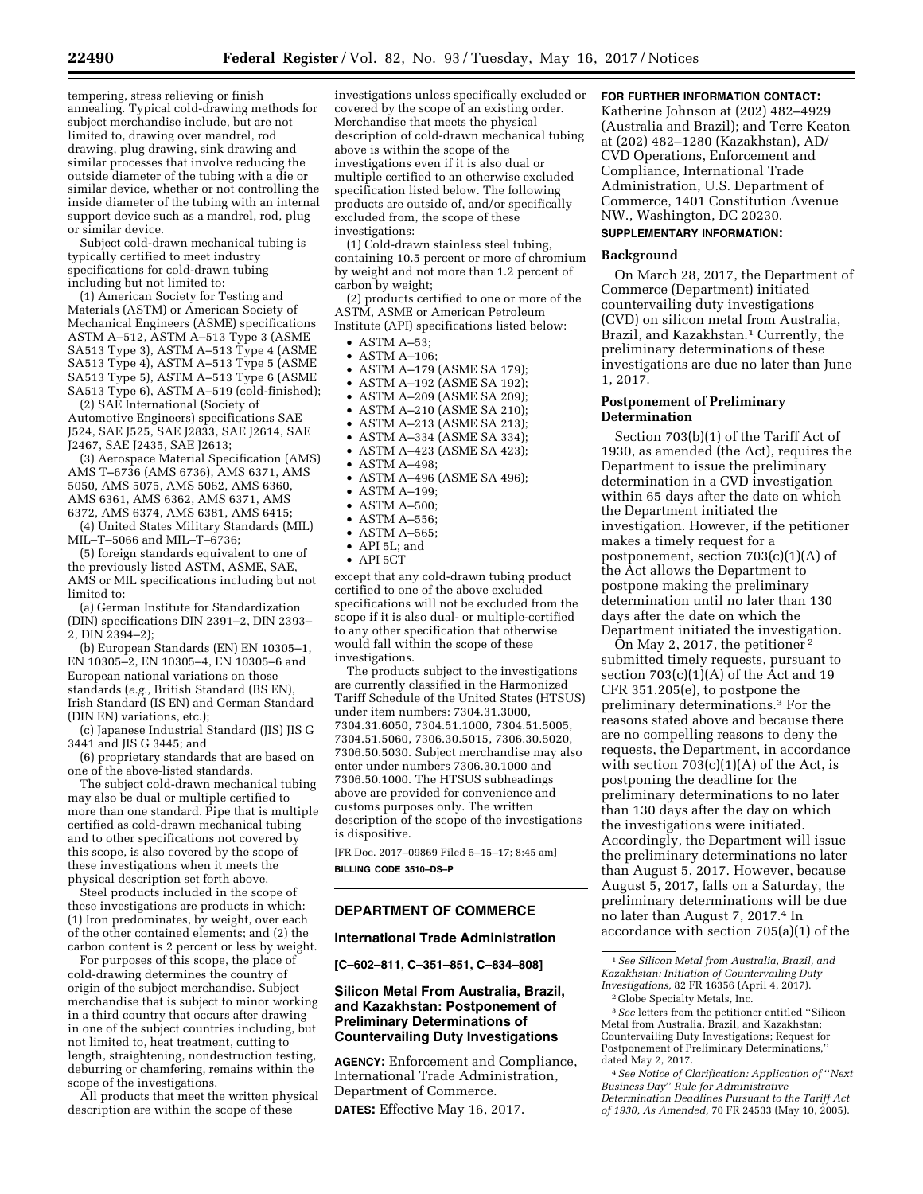tempering, stress relieving or finish annealing. Typical cold-drawing methods for subject merchandise include, but are not limited to, drawing over mandrel, rod drawing, plug drawing, sink drawing and similar processes that involve reducing the outside diameter of the tubing with a die or similar device, whether or not controlling the inside diameter of the tubing with an internal support device such as a mandrel, rod, plug or similar device.

Subject cold-drawn mechanical tubing is typically certified to meet industry specifications for cold-drawn tubing including but not limited to:

(1) American Society for Testing and Materials (ASTM) or American Society of Mechanical Engineers (ASME) specifications ASTM A–512, ASTM A–513 Type 3 (ASME SA513 Type 3), ASTM A–513 Type 4 (ASME SA513 Type 4), ASTM A–513 Type 5 (ASME SA513 Type 5), ASTM A–513 Type 6 (ASME SA513 Type 6), ASTM A–519 (cold-finished);

(2) SAE International (Society of Automotive Engineers) specifications SAE J524, SAE J525, SAE J2833, SAE J2614, SAE J2467, SAE J2435, SAE J2613;

(3) Aerospace Material Specification (AMS) AMS T–6736 (AMS 6736), AMS 6371, AMS 5050, AMS 5075, AMS 5062, AMS 6360, AMS 6361, AMS 6362, AMS 6371, AMS 6372, AMS 6374, AMS 6381, AMS 6415;

(4) United States Military Standards (MIL) MIL–T–5066 and MIL–T–6736;

(5) foreign standards equivalent to one of the previously listed ASTM, ASME, SAE, AMS or MIL specifications including but not limited to:

(a) German Institute for Standardization (DIN) specifications DIN 2391–2, DIN 2393–2, DIN 2394–2);

(b) European Standards (EN) EN 10305–1, EN 10305–2, EN 10305–4, EN 10305–6 and European national variations on those standards (*e.g.,* British Standard (BS EN), Irish Standard (IS EN) and German Standard (DIN EN) variations, etc.);

(c) Japanese Industrial Standard (JIS) JIS G 3441 and JIS G 3445; and

(6) proprietary standards that are based on one of the above-listed standards.

The subject cold-drawn mechanical tubing may also be dual or multiple certified to more than one standard. Pipe that is multiple certified as cold-drawn mechanical tubing and to other specifications not covered by this scope, is also covered by the scope of these investigations when it meets the physical description set forth above.

Steel products included in the scope of these investigations are products in which: (1) Iron predominates, by weight, over each of the other contained elements; and (2) the carbon content is 2 percent or less by weight.

For purposes of this scope, the place of cold-drawing determines the country of origin of the subject merchandise. Subject merchandise that is subject to minor working in a third country that occurs after drawing in one of the subject countries including, but not limited to, heat treatment, cutting to length, straightening, nondestruction testing, deburring or chamfering, remains within the scope of the investigations.

All products that meet the written physical description are within the scope of these investigations unless specifically excluded or covered by the scope of an existing order. Merchandise that meets the physical description of cold-drawn mechanical tubing above is within the scope of the investigations even if it is also dual or multiple certified to an otherwise excluded specification listed below. The following products are outside of, and/or specifically excluded from, the scope of these investigations:

(1) Cold-drawn stainless steel tubing, containing 10.5 percent or more of chromium by weight and not more than 1.2 percent of carbon by weight;

(2) products certified to one or more of the ASTM, ASME or American Petroleum Institute (API) specifications listed below:

- ASTM A–53;
- ASTM A–106;
- ASTM A–179 (ASME SA 179);
- ASTM A–192 (ASME SA 192);
- ASTM A–209 (ASME SA 209);
- ASTM A–210 (ASME SA 210);
- ASTM A–213 (ASME SA 213);
- ASTM A–334 (ASME SA 334);
- ASTM A–423 (ASME SA 423);
- ASTM A–498;
- ASTM A–496 (ASME SA 496);
- ASTM A–199;
- ASTM A–500;
- ASTM A–556;
- ASTM A–565;
- API 5L; and
- API 5CT

except that any cold-drawn tubing product certified to one of the above excluded specifications will not be excluded from the scope if it is also dual- or multiple-certified to any other specification that otherwise would fall within the scope of these investigations.

The products subject to the investigations are currently classified in the Harmonized Tariff Schedule of the United States (HTSUS) under item numbers: 7304.31.3000, 7304.31.6050, 7304.51.1000, 7304.51.5005, 7304.51.5060, 7306.30.5015, 7306.30.5020, 7306.50.5030. Subject merchandise may also enter under numbers 7306.30.1000 and 7306.50.1000. The HTSUS subheadings above are provided for convenience and customs purposes only. The written description of the scope of the investigations is dispositive.

[FR Doc. 2017–09869 Filed 5–15–17; 8:45 am]

**BILLING CODE 3510–DS–P**

---

## DEPARTMENT OF COMMERCE

### International Trade Administration

**[C–602–811, C–351–851, C–834–808]**

### Silicon Metal From Australia, Brazil, and Kazakhstan: Postponement of Preliminary Determinations of Countervailing Duty Investigations

**AGENCY:** Enforcement and Compliance, International Trade Administration, Department of Commerce.

**DATES:** Effective May 16, 2017.

**FOR FURTHER INFORMATION CONTACT:** Katherine Johnson at (202) 482–4929 (Australia and Brazil); and Terre Keaton at (202) 482–1280 (Kazakhstan), AD/CVD Operations, Enforcement and Compliance, International Trade Administration, U.S. Department of Commerce, 1401 Constitution Avenue NW., Washington, DC 20230.

**SUPPLEMENTARY INFORMATION:**

#### Background

On March 28, 2017, the Department of Commerce (Department) initiated countervailing duty investigations (CVD) on silicon metal from Australia, Brazil, and Kazakhstan.[1] Currently, the preliminary determinations of these investigations are due no later than June 1, 2017.

#### Postponement of Preliminary Determination

Section 703(b)(1) of the Tariff Act of 1930, as amended (the Act), requires the Department to issue the preliminary determination in a CVD investigation within 65 days after the date on which the Department initiated the investigation. However, if the petitioner makes a timely request for a postponement, section 703(c)(1)(A) of the Act allows the Department to postpone making the preliminary determination until no later than 130 days after the date on which the Department initiated the investigation.

On May 2, 2017, the petitioner[2] submitted timely requests, pursuant to section 703(c)(1)(A) of the Act and 19 CFR 351.205(e), to postpone the preliminary determinations.[3] For the reasons stated above and because there are no compelling reasons to deny the requests, the Department, in accordance with section 703(c)(1)(A) of the Act, is postponing the deadline for the preliminary determinations to no later than 130 days after the day on which the investigations were initiated. Accordingly, the Department will issue the preliminary determinations no later than August 5, 2017. However, because August 5, 2017, falls on a Saturday, the preliminary determinations will be due no later than August 7, 2017.[4] In accordance with section 705(a)(1) of the

---

[1] *See Silicon Metal from Australia, Brazil, and Kazakhstan: Initiation of Countervailing Duty Investigations,* 82 FR 16356 (April 4, 2017).

[2] Globe Specialty Metals, Inc.

[3] *See* letters from the petitioner entitled "Silicon Metal from Australia, Brazil, and Kazakhstan; Countervailing Duty Investigations; Request for Postponement of Preliminary Determinations," dated May 2, 2017.

[4] *See Notice of Clarification: Application of "Next Business Day" Rule for Administrative Determination Deadlines Pursuant to the Tariff Act of 1930, As Amended,* 70 FR 24533 (May 10, 2005).